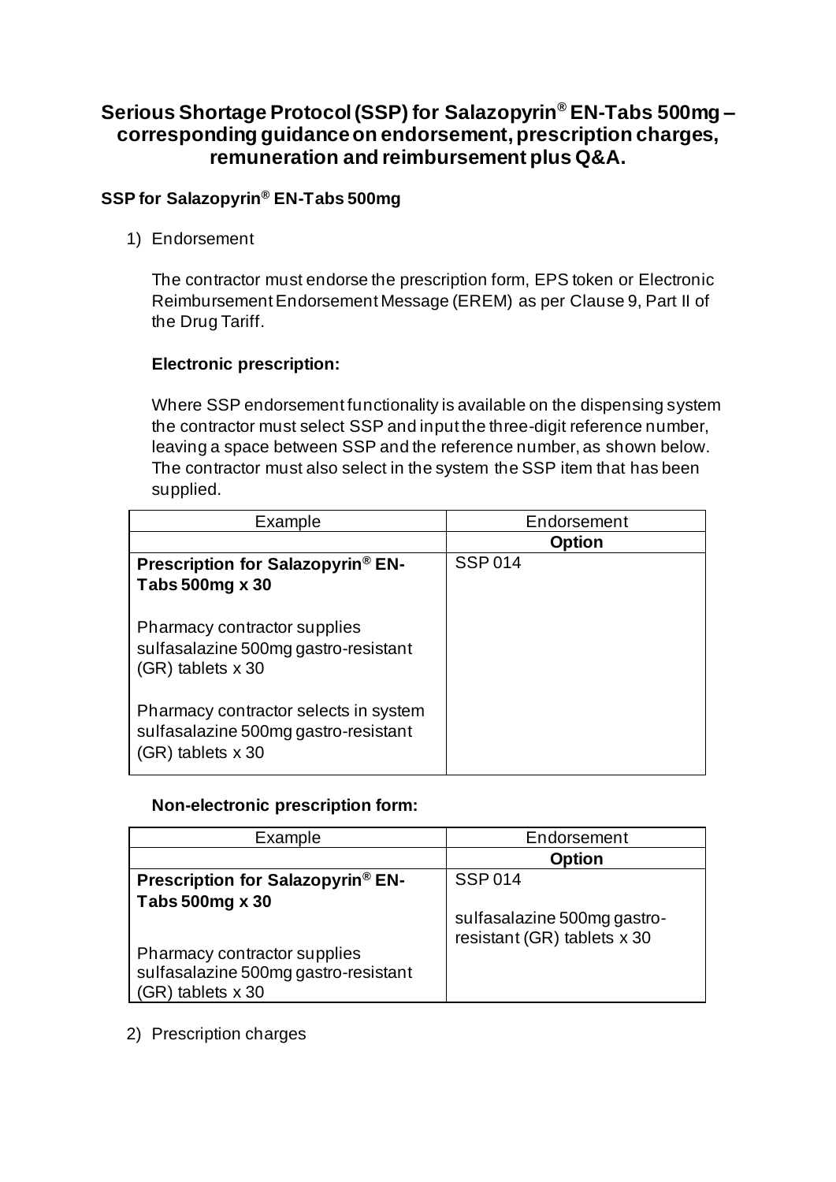# Serious Shortage Protocol (SSP) for Salazopyrin® EN-Tabs 500mg – corresponding guidance on endorsement, prescription charges, remuneration and reimbursement plus Q&A.

## SSP for Salazopyrin® EN-Tabs 500mg

1) Endorsement

The contractor must endorse the prescription form, EPS token or Electronic Reimbursement Endorsement Message (EREM) as per Clause 9, Part II of the Drug Tariff.

**Electronic prescription:**

Where SSP endorsement functionality is available on the dispensing system the contractor must select SSP and input the three-digit reference number, leaving a space between SSP and the reference number, as shown below. The contractor must also select in the system the SSP item that has been supplied.

| Example | Endorsement |
| --- | --- |
| | **Option** |
| **Prescription for Salazopyrin® EN-Tabs 500mg x 30**<br><br>Pharmacy contractor supplies sulfasalazine 500mg gastro-resistant (GR) tablets x 30<br><br>Pharmacy contractor selects in system sulfasalazine 500mg gastro-resistant (GR) tablets x 30 | SSP 014 |

**Non-electronic prescription form:**

| Example | Endorsement |
| --- | --- |
| | **Option** |
| **Prescription for Salazopyrin® EN-Tabs 500mg x 30**<br><br>Pharmacy contractor supplies sulfasalazine 500mg gastro-resistant (GR) tablets x 30 | SSP 014<br><br>sulfasalazine 500mg gastro-resistant (GR) tablets x 30 |

2) Prescription charges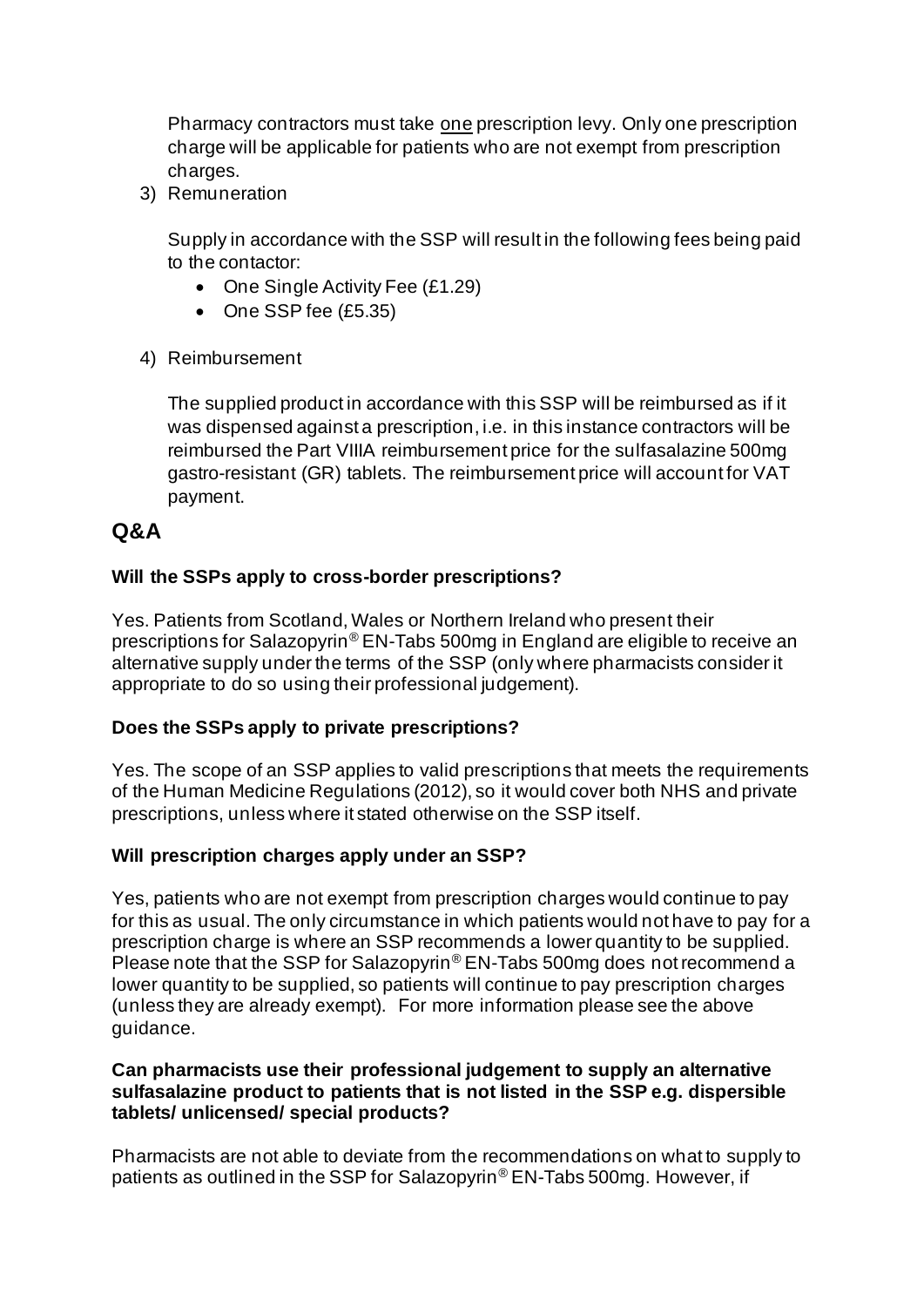Pharmacy contractors must take <u>one</u> prescription levy. Only one prescription charge will be applicable for patients who are not exempt from prescription charges.

3) Remuneration

   Supply in accordance with the SSP will result in the following fees being paid to the contactor:
   - One Single Activity Fee (£1.29)
   - One SSP fee (£5.35)

4) Reimbursement

   The supplied product in accordance with this SSP will be reimbursed as if it was dispensed against a prescription, i.e. in this instance contractors will be reimbursed the Part VIIIA reimbursement price for the sulfasalazine 500mg gastro-resistant (GR) tablets. The reimbursement price will account for VAT payment.

## Q&A

**Will the SSPs apply to cross-border prescriptions?**

Yes. Patients from Scotland, Wales or Northern Ireland who present their prescriptions for Salazopyrin® EN-Tabs 500mg in England are eligible to receive an alternative supply under the terms of the SSP (only where pharmacists consider it appropriate to do so using their professional judgement).

**Does the SSPs apply to private prescriptions?**

Yes. The scope of an SSP applies to valid prescriptions that meets the requirements of the Human Medicine Regulations (2012), so it would cover both NHS and private prescriptions, unless where it stated otherwise on the SSP itself.

**Will prescription charges apply under an SSP?**

Yes, patients who are not exempt from prescription charges would continue to pay for this as usual. The only circumstance in which patients would not have to pay for a prescription charge is where an SSP recommends a lower quantity to be supplied. Please note that the SSP for Salazopyrin® EN-Tabs 500mg does not recommend a lower quantity to be supplied, so patients will continue to pay prescription charges (unless they are already exempt). For more information please see the above guidance.

**Can pharmacists use their professional judgement to supply an alternative sulfasalazine product to patients that is not listed in the SSP e.g. dispersible tablets/ unlicensed/ special products?**

Pharmacists are not able to deviate from the recommendations on what to supply to patients as outlined in the SSP for Salazopyrin® EN-Tabs 500mg. However, if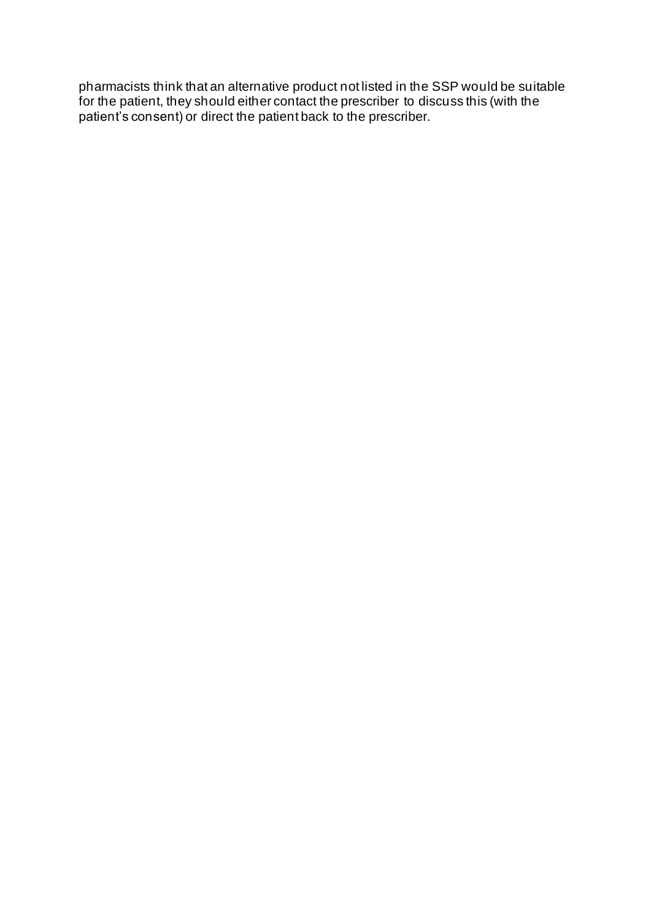pharmacists think that an alternative product not listed in the SSP would be suitable for the patient, they should either contact the prescriber to discuss this (with the patient's consent) or direct the patient back to the prescriber.